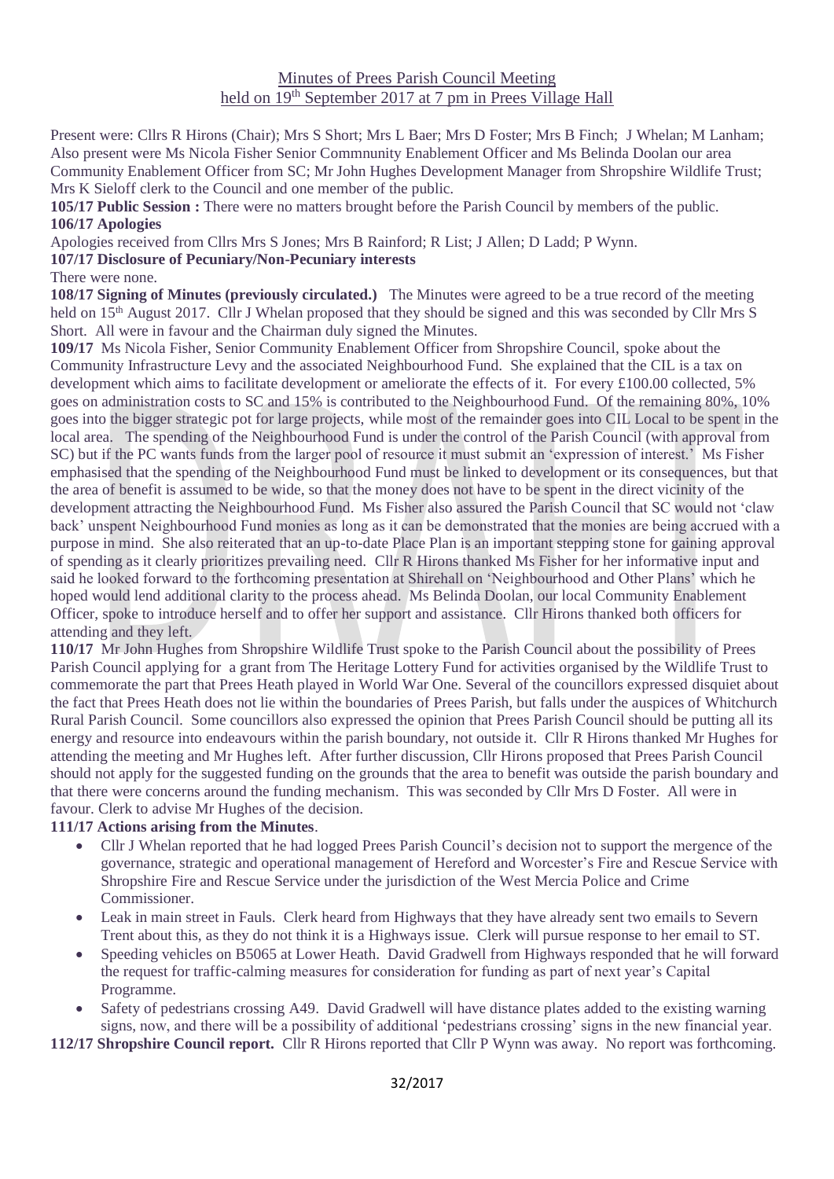Minutes of Prees Parish Council Meeting
held on 19th September 2017 at 7 pm in Prees Village Hall

Present were: Cllrs R Hirons (Chair); Mrs S Short; Mrs L Baer; Mrs D Foster; Mrs B Finch; J Whelan; M Lanham; Also present were Ms Nicola Fisher Senior Commnunity Enablement Officer and Ms Belinda Doolan our area Community Enablement Officer from SC; Mr John Hughes Development Manager from Shropshire Wildlife Trust; Mrs K Sieloff clerk to the Council and one member of the public.

**105/17 Public Session :** There were no matters brought before the Parish Council by members of the public.

**106/17 Apologies**

Apologies received from Cllrs Mrs S Jones; Mrs B Rainford; R List; J Allen; D Ladd; P Wynn.

**107/17 Disclosure of Pecuniary/Non-Pecuniary interests**

There were none.

**108/17 Signing of Minutes (previously circulated.)** The Minutes were agreed to be a true record of the meeting held on 15th August 2017. Cllr J Whelan proposed that they should be signed and this was seconded by Cllr Mrs S Short. All were in favour and the Chairman duly signed the Minutes.

**109/17** Ms Nicola Fisher, Senior Community Enablement Officer from Shropshire Council, spoke about the Community Infrastructure Levy and the associated Neighbourhood Fund. She explained that the CIL is a tax on development which aims to facilitate development or ameliorate the effects of it. For every £100.00 collected, 5% goes on administration costs to SC and 15% is contributed to the Neighbourhood Fund. Of the remaining 80%, 10% goes into the bigger strategic pot for large projects, while most of the remainder goes into CIL Local to be spent in the local area. The spending of the Neighbourhood Fund is under the control of the Parish Council (with approval from SC) but if the PC wants funds from the larger pool of resource it must submit an 'expression of interest.' Ms Fisher emphasised that the spending of the Neighbourhood Fund must be linked to development or its consequences, but that the area of benefit is assumed to be wide, so that the money does not have to be spent in the direct vicinity of the development attracting the Neighbourhood Fund. Ms Fisher also assured the Parish Council that SC would not 'claw back' unspent Neighbourhood Fund monies as long as it can be demonstrated that the monies are being accrued with a purpose in mind. She also reiterated that an up-to-date Place Plan is an important stepping stone for gaining approval of spending as it clearly prioritizes prevailing need. Cllr R Hirons thanked Ms Fisher for her informative input and said he looked forward to the forthcoming presentation at Shirehall on 'Neighbourhood and Other Plans' which he hoped would lend additional clarity to the process ahead. Ms Belinda Doolan, our local Community Enablement Officer, spoke to introduce herself and to offer her support and assistance. Cllr Hirons thanked both officers for attending and they left.

**110/17** Mr John Hughes from Shropshire Wildlife Trust spoke to the Parish Council about the possibility of Prees Parish Council applying for a grant from The Heritage Lottery Fund for activities organised by the Wildlife Trust to commemorate the part that Prees Heath played in World War One. Several of the councillors expressed disquiet about the fact that Prees Heath does not lie within the boundaries of Prees Parish, but falls under the auspices of Whitchurch Rural Parish Council. Some councillors also expressed the opinion that Prees Parish Council should be putting all its energy and resource into endeavours within the parish boundary, not outside it. Cllr R Hirons thanked Mr Hughes for attending the meeting and Mr Hughes left. After further discussion, Cllr Hirons proposed that Prees Parish Council should not apply for the suggested funding on the grounds that the area to benefit was outside the parish boundary and that there were concerns around the funding mechanism. This was seconded by Cllr Mrs D Foster. All were in favour. Clerk to advise Mr Hughes of the decision.

**111/17 Actions arising from the Minutes**.

- Cllr J Whelan reported that he had logged Prees Parish Council's decision not to support the mergence of the governance, strategic and operational management of Hereford and Worcester's Fire and Rescue Service with Shropshire Fire and Rescue Service under the jurisdiction of the West Mercia Police and Crime Commissioner.
- Leak in main street in Fauls. Clerk heard from Highways that they have already sent two emails to Severn Trent about this, as they do not think it is a Highways issue. Clerk will pursue response to her email to ST.
- Speeding vehicles on B5065 at Lower Heath. David Gradwell from Highways responded that he will forward the request for traffic-calming measures for consideration for funding as part of next year's Capital Programme.
- Safety of pedestrians crossing A49. David Gradwell will have distance plates added to the existing warning signs, now, and there will be a possibility of additional 'pedestrians crossing' signs in the new financial year.

**112/17 Shropshire Council report.** Cllr R Hirons reported that Cllr P Wynn was away. No report was forthcoming.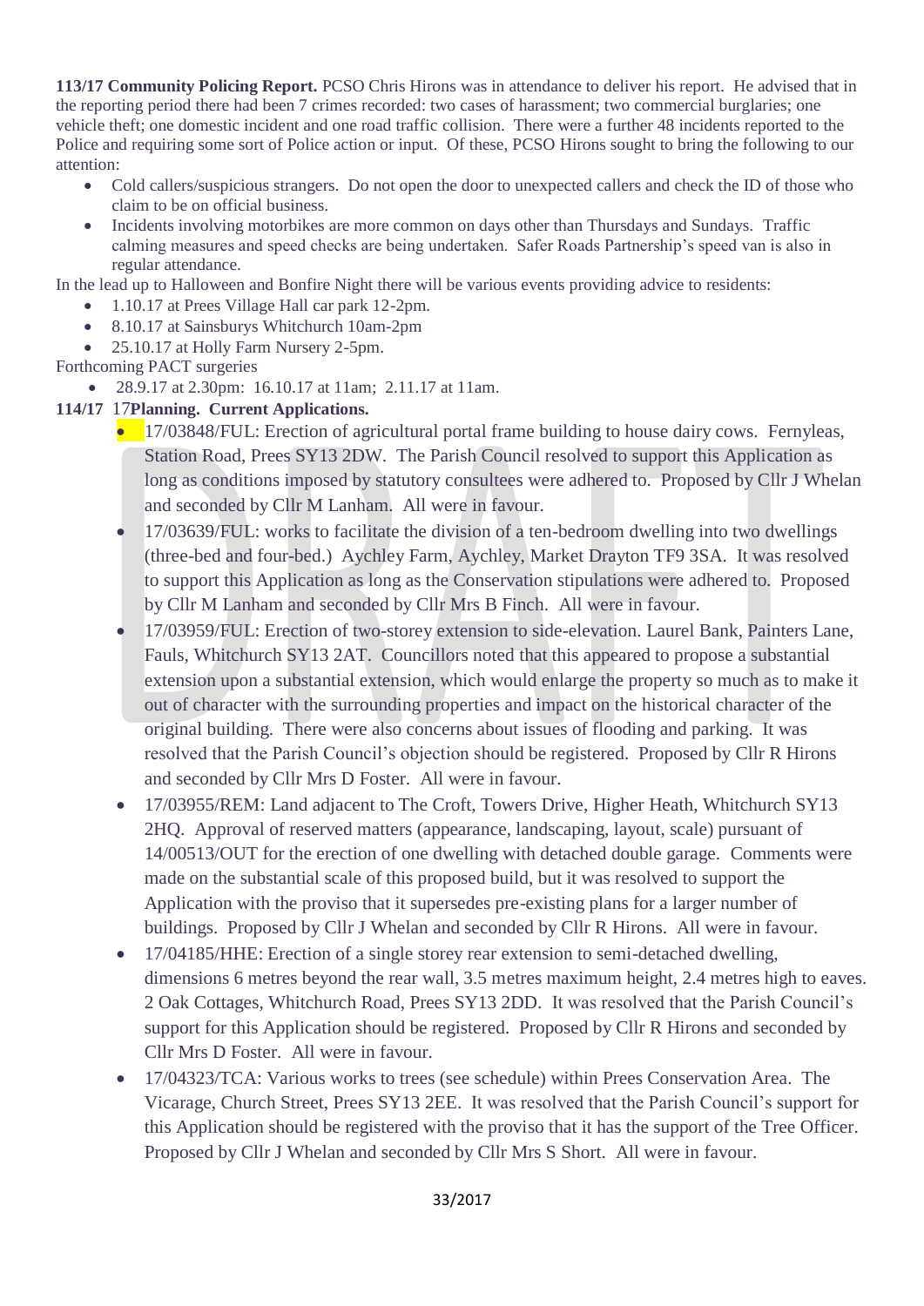**113/17 Community Policing Report.** PCSO Chris Hirons was in attendance to deliver his report. He advised that in the reporting period there had been 7 crimes recorded: two cases of harassment; two commercial burglaries; one vehicle theft; one domestic incident and one road traffic collision. There were a further 48 incidents reported to the Police and requiring some sort of Police action or input. Of these, PCSO Hirons sought to bring the following to our attention:

- Cold callers/suspicious strangers. Do not open the door to unexpected callers and check the ID of those who claim to be on official business.
- Incidents involving motorbikes are more common on days other than Thursdays and Sundays. Traffic calming measures and speed checks are being undertaken. Safer Roads Partnership's speed van is also in regular attendance.

In the lead up to Halloween and Bonfire Night there will be various events providing advice to residents:

- 1.10.17 at Prees Village Hall car park 12-2pm.
- 8.10.17 at Sainsburys Whitchurch 10am-2pm
- 25.10.17 at Holly Farm Nursery 2-5pm.

Forthcoming PACT surgeries

- 28.9.17 at 2.30pm: 16.10.17 at 11am; 2.11.17 at 11am.

**114/17** 17**Planning. Current Applications.**

- 17/03848/FUL: Erection of agricultural portal frame building to house dairy cows. Fernyleas, Station Road, Prees SY13 2DW. The Parish Council resolved to support this Application as long as conditions imposed by statutory consultees were adhered to. Proposed by Cllr J Whelan and seconded by Cllr M Lanham. All were in favour.
- 17/03639/FUL: works to facilitate the division of a ten-bedroom dwelling into two dwellings (three-bed and four-bed.) Aychley Farm, Aychley, Market Drayton TF9 3SA. It was resolved to support this Application as long as the Conservation stipulations were adhered to. Proposed by Cllr M Lanham and seconded by Cllr Mrs B Finch. All were in favour.
- 17/03959/FUL: Erection of two-storey extension to side-elevation. Laurel Bank, Painters Lane, Fauls, Whitchurch SY13 2AT. Councillors noted that this appeared to propose a substantial extension upon a substantial extension, which would enlarge the property so much as to make it out of character with the surrounding properties and impact on the historical character of the original building. There were also concerns about issues of flooding and parking. It was resolved that the Parish Council's objection should be registered. Proposed by Cllr R Hirons and seconded by Cllr Mrs D Foster. All were in favour.
- 17/03955/REM: Land adjacent to The Croft, Towers Drive, Higher Heath, Whitchurch SY13 2HQ. Approval of reserved matters (appearance, landscaping, layout, scale) pursuant of 14/00513/OUT for the erection of one dwelling with detached double garage. Comments were made on the substantial scale of this proposed build, but it was resolved to support the Application with the proviso that it supersedes pre-existing plans for a larger number of buildings. Proposed by Cllr J Whelan and seconded by Cllr R Hirons. All were in favour.
- 17/04185/HHE: Erection of a single storey rear extension to semi-detached dwelling, dimensions 6 metres beyond the rear wall, 3.5 metres maximum height, 2.4 metres high to eaves. 2 Oak Cottages, Whitchurch Road, Prees SY13 2DD. It was resolved that the Parish Council's support for this Application should be registered. Proposed by Cllr R Hirons and seconded by Cllr Mrs D Foster. All were in favour.
- 17/04323/TCA: Various works to trees (see schedule) within Prees Conservation Area. The Vicarage, Church Street, Prees SY13 2EE. It was resolved that the Parish Council's support for this Application should be registered with the proviso that it has the support of the Tree Officer. Proposed by Cllr J Whelan and seconded by Cllr Mrs S Short. All were in favour.

33/2017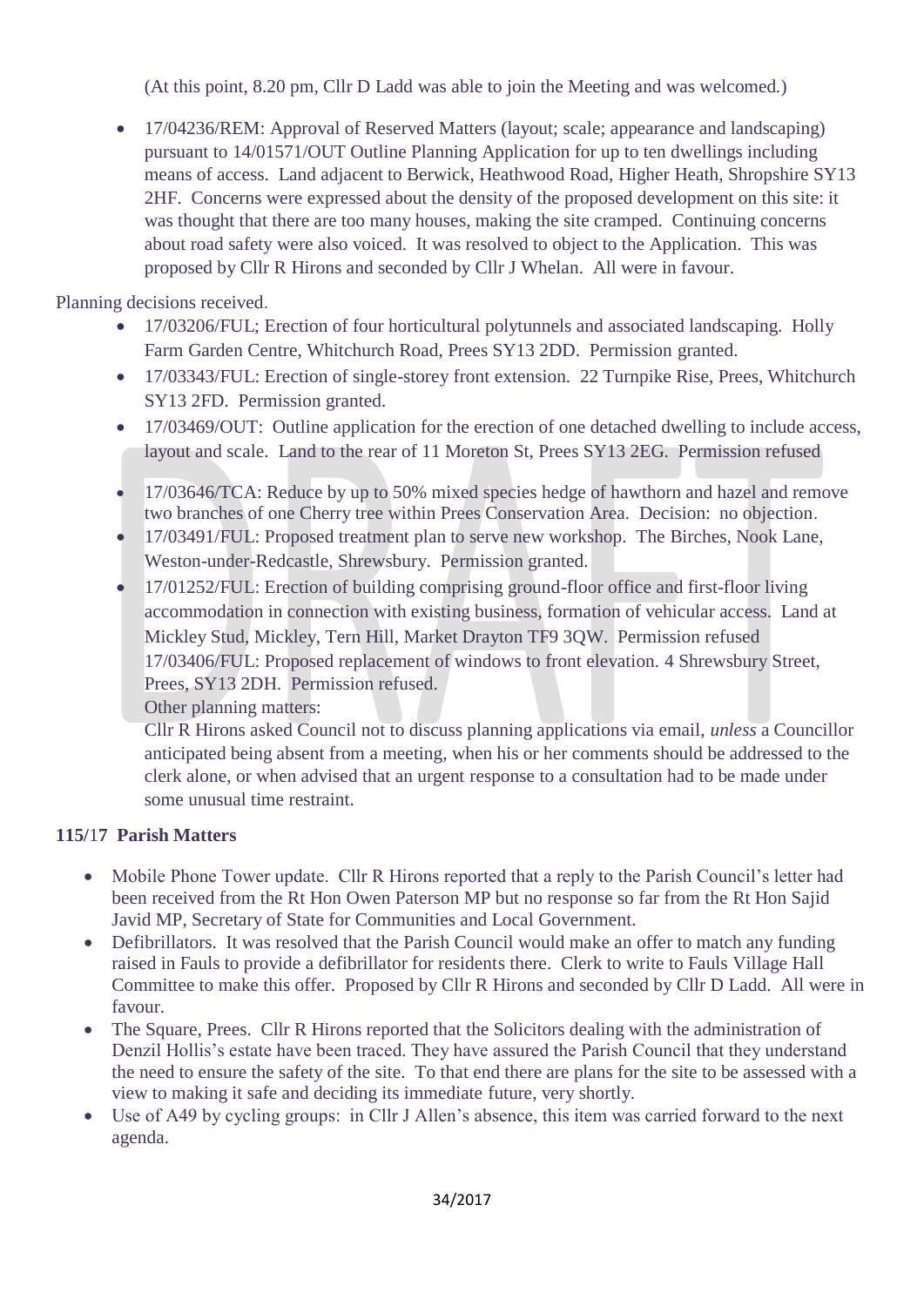(At this point, 8.20 pm, Cllr D Ladd was able to join the Meeting and was welcomed.)

- 17/04236/REM: Approval of Reserved Matters (layout; scale; appearance and landscaping) pursuant to 14/01571/OUT Outline Planning Application for up to ten dwellings including means of access. Land adjacent to Berwick, Heathwood Road, Higher Heath, Shropshire SY13 2HF. Concerns were expressed about the density of the proposed development on this site: it was thought that there are too many houses, making the site cramped. Continuing concerns about road safety were also voiced. It was resolved to object to the Application. This was proposed by Cllr R Hirons and seconded by Cllr J Whelan. All were in favour.

Planning decisions received.

- 17/03206/FUL; Erection of four horticultural polytunnels and associated landscaping. Holly Farm Garden Centre, Whitchurch Road, Prees SY13 2DD. Permission granted.
- 17/03343/FUL: Erection of single-storey front extension. 22 Turnpike Rise, Prees, Whitchurch SY13 2FD. Permission granted.
- 17/03469/OUT: Outline application for the erection of one detached dwelling to include access, layout and scale. Land to the rear of 11 Moreton St, Prees SY13 2EG. Permission refused
- 17/03646/TCA: Reduce by up to 50% mixed species hedge of hawthorn and hazel and remove two branches of one Cherry tree within Prees Conservation Area. Decision: no objection.
- 17/03491/FUL: Proposed treatment plan to serve new workshop. The Birches, Nook Lane, Weston-under-Redcastle, Shrewsbury. Permission granted.
- 17/01252/FUL: Erection of building comprising ground-floor office and first-floor living accommodation in connection with existing business, formation of vehicular access. Land at Mickley Stud, Mickley, Tern Hill, Market Drayton TF9 3QW. Permission refused
  17/03406/FUL: Proposed replacement of windows to front elevation. 4 Shrewsbury Street, Prees, SY13 2DH. Permission refused.
  Other planning matters:
  Cllr R Hirons asked Council not to discuss planning applications via email, *unless* a Councillor anticipated being absent from a meeting, when his or her comments should be addressed to the clerk alone, or when advised that an urgent response to a consultation had to be made under some unusual time restraint.

**115/17 Parish Matters**

- Mobile Phone Tower update. Cllr R Hirons reported that a reply to the Parish Council's letter had been received from the Rt Hon Owen Paterson MP but no response so far from the Rt Hon Sajid Javid MP, Secretary of State for Communities and Local Government.
- Defibrillators. It was resolved that the Parish Council would make an offer to match any funding raised in Fauls to provide a defibrillator for residents there. Clerk to write to Fauls Village Hall Committee to make this offer. Proposed by Cllr R Hirons and seconded by Cllr D Ladd. All were in favour.
- The Square, Prees. Cllr R Hirons reported that the Solicitors dealing with the administration of Denzil Hollis's estate have been traced. They have assured the Parish Council that they understand the need to ensure the safety of the site. To that end there are plans for the site to be assessed with a view to making it safe and deciding its immediate future, very shortly.
- Use of A49 by cycling groups: in Cllr J Allen's absence, this item was carried forward to the next agenda.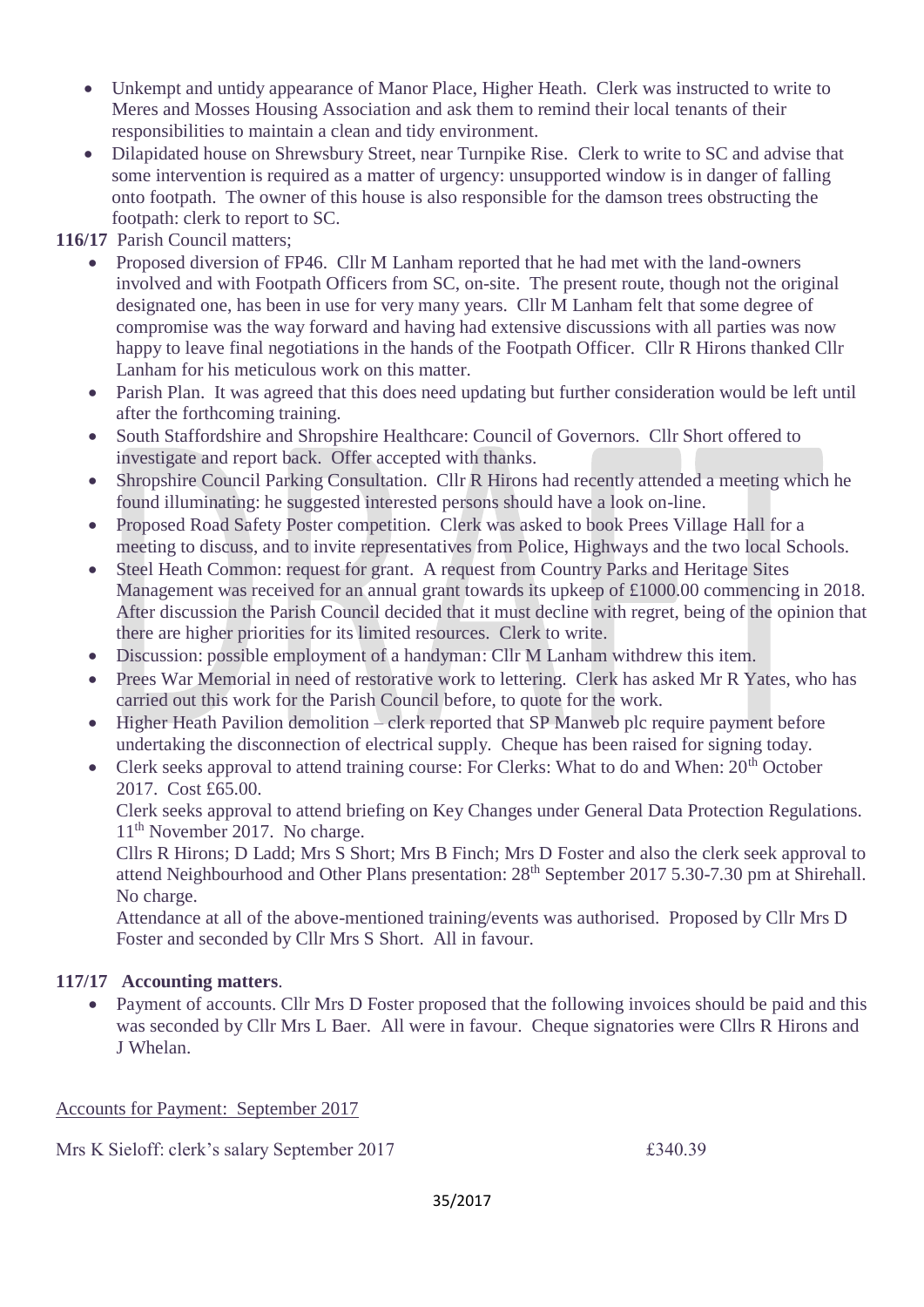- Unkempt and untidy appearance of Manor Place, Higher Heath. Clerk was instructed to write to Meres and Mosses Housing Association and ask them to remind their local tenants of their responsibilities to maintain a clean and tidy environment.
- Dilapidated house on Shrewsbury Street, near Turnpike Rise. Clerk to write to SC and advise that some intervention is required as a matter of urgency: unsupported window is in danger of falling onto footpath. The owner of this house is also responsible for the damson trees obstructing the footpath: clerk to report to SC.

**116/17** Parish Council matters;

- Proposed diversion of FP46. Cllr M Lanham reported that he had met with the land-owners involved and with Footpath Officers from SC, on-site. The present route, though not the original designated one, has been in use for very many years. Cllr M Lanham felt that some degree of compromise was the way forward and having had extensive discussions with all parties was now happy to leave final negotiations in the hands of the Footpath Officer. Cllr R Hirons thanked Cllr Lanham for his meticulous work on this matter.
- Parish Plan. It was agreed that this does need updating but further consideration would be left until after the forthcoming training.
- South Staffordshire and Shropshire Healthcare: Council of Governors. Cllr Short offered to investigate and report back. Offer accepted with thanks.
- Shropshire Council Parking Consultation. Cllr R Hirons had recently attended a meeting which he found illuminating: he suggested interested persons should have a look on-line.
- Proposed Road Safety Poster competition. Clerk was asked to book Prees Village Hall for a meeting to discuss, and to invite representatives from Police, Highways and the two local Schools.
- Steel Heath Common: request for grant. A request from Country Parks and Heritage Sites Management was received for an annual grant towards its upkeep of £1000.00 commencing in 2018. After discussion the Parish Council decided that it must decline with regret, being of the opinion that there are higher priorities for its limited resources. Clerk to write.
- Discussion: possible employment of a handyman: Cllr M Lanham withdrew this item.
- Prees War Memorial in need of restorative work to lettering. Clerk has asked Mr R Yates, who has carried out this work for the Parish Council before, to quote for the work.
- Higher Heath Pavilion demolition – clerk reported that SP Manweb plc require payment before undertaking the disconnection of electrical supply. Cheque has been raised for signing today.
- Clerk seeks approval to attend training course: For Clerks: What to do and When: 20th October 2017. Cost £65.00.

  Clerk seeks approval to attend briefing on Key Changes under General Data Protection Regulations. 11th November 2017. No charge.

  Cllrs R Hirons; D Ladd; Mrs S Short; Mrs B Finch; Mrs D Foster and also the clerk seek approval to attend Neighbourhood and Other Plans presentation: 28th September 2017 5.30-7.30 pm at Shirehall. No charge.

  Attendance at all of the above-mentioned training/events was authorised. Proposed by Cllr Mrs D Foster and seconded by Cllr Mrs S Short. All in favour.

**117/17 Accounting matters**.

- Payment of accounts. Cllr Mrs D Foster proposed that the following invoices should be paid and this was seconded by Cllr Mrs L Baer. All were in favour. Cheque signatories were Cllrs R Hirons and J Whelan.

Accounts for Payment: September 2017

| | |
|---|---|
| Mrs K Sieloff: clerk's salary September 2017 | £340.39 |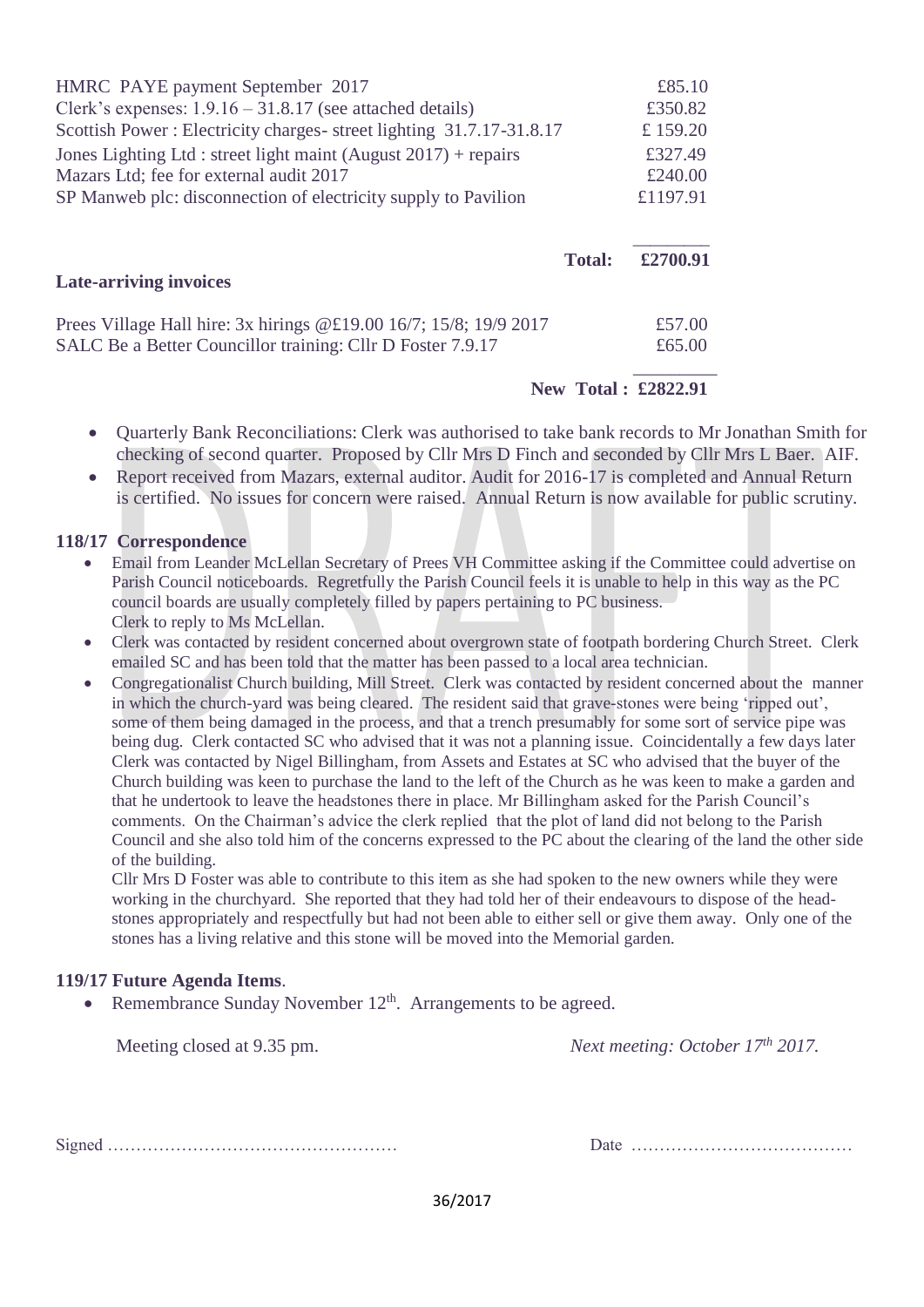| | |
|---|---|
| HMRC PAYE payment September 2017 | £85.10 |
| Clerk's expenses: 1.9.16 – 31.8.17 (see attached details) | £350.82 |
| Scottish Power : Electricity charges- street lighting 31.7.17-31.8.17 | £ 159.20 |
| Jones Lighting Ltd : street light maint (August 2017) + repairs | £327.49 |
| Mazars Ltd; fee for external audit 2017 | £240.00 |
| SP Manweb plc: disconnection of electricity supply to Pavilion | £1197.91 |
| **Total:** | **£2700.91** |

**Late-arriving invoices**

| | |
|---|---|
| Prees Village Hall hire: 3x hirings @£19.00 16/7; 15/8; 19/9 2017 | £57.00 |
| SALC Be a Better Councillor training: Cllr D Foster 7.9.17 | £65.00 |
| **New Total :** | **£2822.91** |

- Quarterly Bank Reconciliations: Clerk was authorised to take bank records to Mr Jonathan Smith for checking of second quarter. Proposed by Cllr Mrs D Finch and seconded by Cllr Mrs L Baer. AIF.
- Report received from Mazars, external auditor. Audit for 2016-17 is completed and Annual Return is certified. No issues for concern were raised. Annual Return is now available for public scrutiny.

**118/17 Correspondence**

- Email from Leander McLellan Secretary of Prees VH Committee asking if the Committee could advertise on Parish Council noticeboards. Regretfully the Parish Council feels it is unable to help in this way as the PC council boards are usually completely filled by papers pertaining to PC business.
  Clerk to reply to Ms McLellan.
- Clerk was contacted by resident concerned about overgrown state of footpath bordering Church Street. Clerk emailed SC and has been told that the matter has been passed to a local area technician.
- Congregationalist Church building, Mill Street. Clerk was contacted by resident concerned about the manner in which the church-yard was being cleared. The resident said that grave-stones were being 'ripped out', some of them being damaged in the process, and that a trench presumably for some sort of service pipe was being dug. Clerk contacted SC who advised that it was not a planning issue. Coincidentally a few days later Clerk was contacted by Nigel Billingham, from Assets and Estates at SC who advised that the buyer of the Church building was keen to purchase the land to the left of the Church as he was keen to make a garden and that he undertook to leave the headstones there in place. Mr Billingham asked for the Parish Council's comments. On the Chairman's advice the clerk replied that the plot of land did not belong to the Parish Council and she also told him of the concerns expressed to the PC about the clearing of the land the other side of the building.
  Cllr Mrs D Foster was able to contribute to this item as she had spoken to the new owners while they were working in the churchyard. She reported that they had told her of their endeavours to dispose of the head-stones appropriately and respectfully but had not been able to either sell or give them away. Only one of the stones has a living relative and this stone will be moved into the Memorial garden.

**119/17 Future Agenda Items**.

- Remembrance Sunday November 12th. Arrangements to be agreed.

Meeting closed at 9.35 pm. *Next meeting: October 17th 2017.*

Signed …………………………………………… Date …………………………………